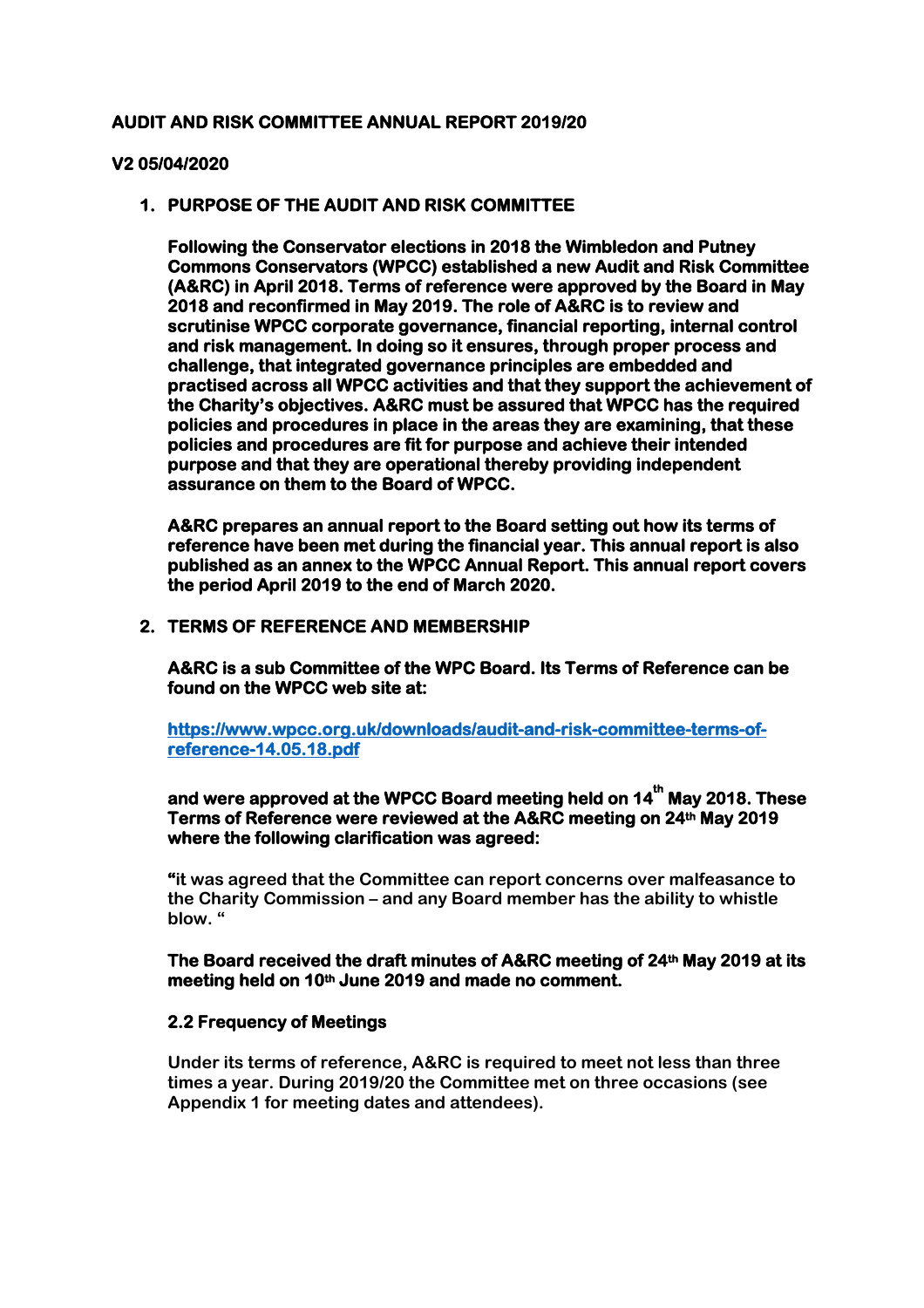**AUDIT AND RISK COMMITTEE ANNUAL REPORT 2019/20**

**V2 05/04/2020**

## 1. PURPOSE OF THE AUDIT AND RISK COMMITTEE

**Following the Conservator elections in 2018 the Wimbledon and Putney Commons Conservators (WPCC) established a new Audit and Risk Committee (A&RC) in April 2018. Terms of reference were approved by the Board in May 2018 and reconfirmed in May 2019. The role of A&RC is to review and scrutinise WPCC corporate governance, financial reporting, internal control and risk management. In doing so it ensures, through proper process and challenge, that integrated governance principles are embedded and practised across all WPCC activities and that they support the achievement of the Charity's objectives. A&RC must be assured that WPCC has the required policies and procedures in place in the areas they are examining, that these policies and procedures are fit for purpose and achieve their intended purpose and that they are operational thereby providing independent assurance on them to the Board of WPCC.**

**A&RC prepares an annual report to the Board setting out how its terms of reference have been met during the financial year. This annual report is also published as an annex to the WPCC Annual Report. This annual report covers the period April 2019 to the end of March 2020.**

## 2. TERMS OF REFERENCE AND MEMBERSHIP

**A&RC is a sub Committee of the WPC Board. Its Terms of Reference can be found on the WPCC web site at:**

**https://www.wpcc.org.uk/downloads/audit-and-risk-committee-terms-of-reference-14.05.18.pdf**

**and were approved at the WPCC Board meeting held on 14th May 2018. These Terms of Reference were reviewed at the A&RC meeting on 24th May 2019 where the following clarification was agreed:**

"it was agreed that the Committee can report concerns over malfeasance to the Charity Commission – and any Board member has the ability to whistle blow. "

**The Board received the draft minutes of A&RC meeting of 24th May 2019 at its meeting held on 10th June 2019 and made no comment.**

### 2.2 Frequency of Meetings

Under its terms of reference, A&RC is required to meet not less than three times a year. During 2019/20 the Committee met on three occasions (see Appendix 1 for meeting dates and attendees).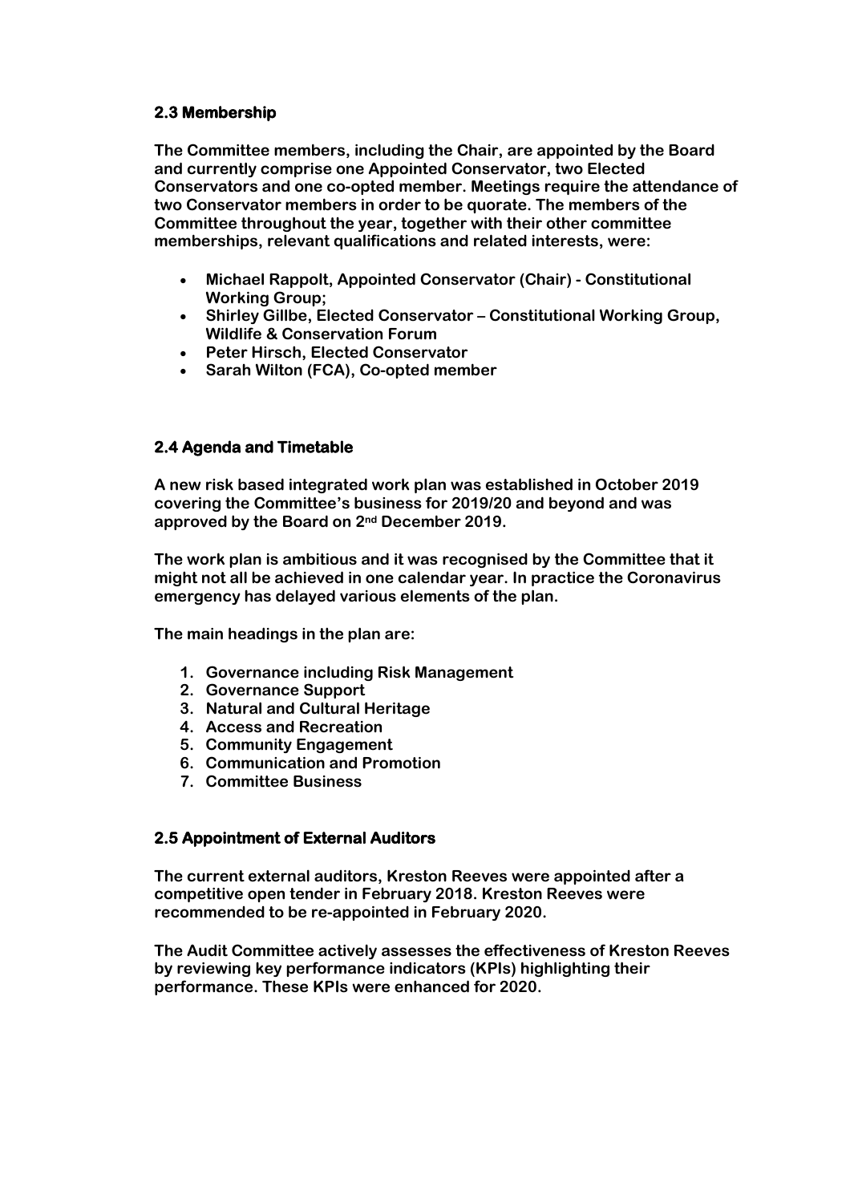## 2.3 Membership

**The Committee members, including the Chair, are appointed by the Board and currently comprise one Appointed Conservator, two Elected Conservators and one co-opted member. Meetings require the attendance of two Conservator members in order to be quorate. The members of the Committee throughout the year, together with their other committee memberships, relevant qualifications and related interests, were:**

- **Michael Rappolt, Appointed Conservator (Chair) - Constitutional Working Group;**
- **Shirley Gillbe, Elected Conservator – Constitutional Working Group, Wildlife & Conservation Forum**
- **Peter Hirsch, Elected Conservator**
- **Sarah Wilton (FCA), Co-opted member**

## 2.4 Agenda and Timetable

**A new risk based integrated work plan was established in October 2019 covering the Committee's business for 2019/20 and beyond and was approved by the Board on 2nd December 2019.**

**The work plan is ambitious and it was recognised by the Committee that it might not all be achieved in one calendar year. In practice the Coronavirus emergency has delayed various elements of the plan.**

**The main headings in the plan are:**

1. **Governance including Risk Management**
2. **Governance Support**
3. **Natural and Cultural Heritage**
4. **Access and Recreation**
5. **Community Engagement**
6. **Communication and Promotion**
7. **Committee Business**

## 2.5 Appointment of External Auditors

**The current external auditors, Kreston Reeves were appointed after a competitive open tender in February 2018. Kreston Reeves were recommended to be re-appointed in February 2020.**

**The Audit Committee actively assesses the effectiveness of Kreston Reeves by reviewing key performance indicators (KPIs) highlighting their performance. These KPIs were enhanced for 2020.**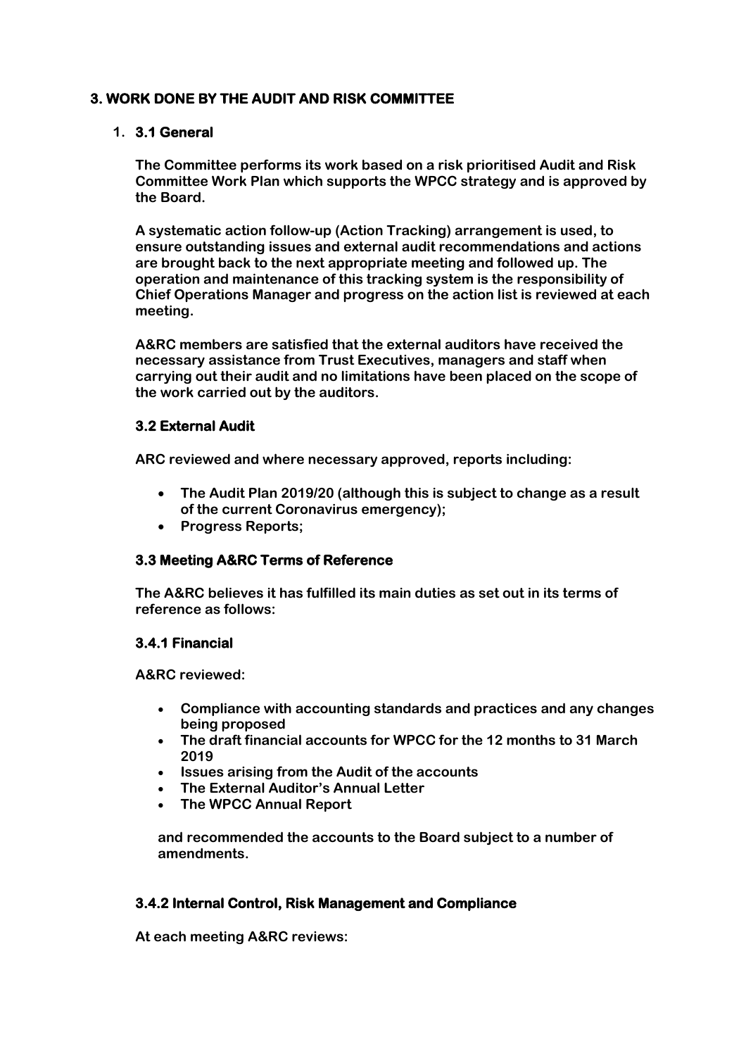## 3. WORK DONE BY THE AUDIT AND RISK COMMITTEE

1. **3.1 General**

**The Committee performs its work based on a risk prioritised Audit and Risk Committee Work Plan which supports the WPCC strategy and is approved by the Board.**

**A systematic action follow-up (Action Tracking) arrangement is used, to ensure outstanding issues and external audit recommendations and actions are brought back to the next appropriate meeting and followed up. The operation and maintenance of this tracking system is the responsibility of Chief Operations Manager and progress on the action list is reviewed at each meeting.**

**A&RC members are satisfied that the external auditors have received the necessary assistance from Trust Executives, managers and staff when carrying out their audit and no limitations have been placed on the scope of the work carried out by the auditors.**

### 3.2 External Audit

**ARC reviewed and where necessary approved, reports including:**

- **The Audit Plan 2019/20 (although this is subject to change as a result of the current Coronavirus emergency);**
- **Progress Reports;**

### 3.3 Meeting A&RC Terms of Reference

**The A&RC believes it has fulfilled its main duties as set out in its terms of reference as follows:**

#### 3.4.1 Financial

**A&RC reviewed:**

- **Compliance with accounting standards and practices and any changes being proposed**
- **The draft financial accounts for WPCC for the 12 months to 31 March 2019**
- **Issues arising from the Audit of the accounts**
- **The External Auditor's Annual Letter**
- **The WPCC Annual Report**

**and recommended the accounts to the Board subject to a number of amendments.**

#### 3.4.2 Internal Control, Risk Management and Compliance

**At each meeting A&RC reviews:**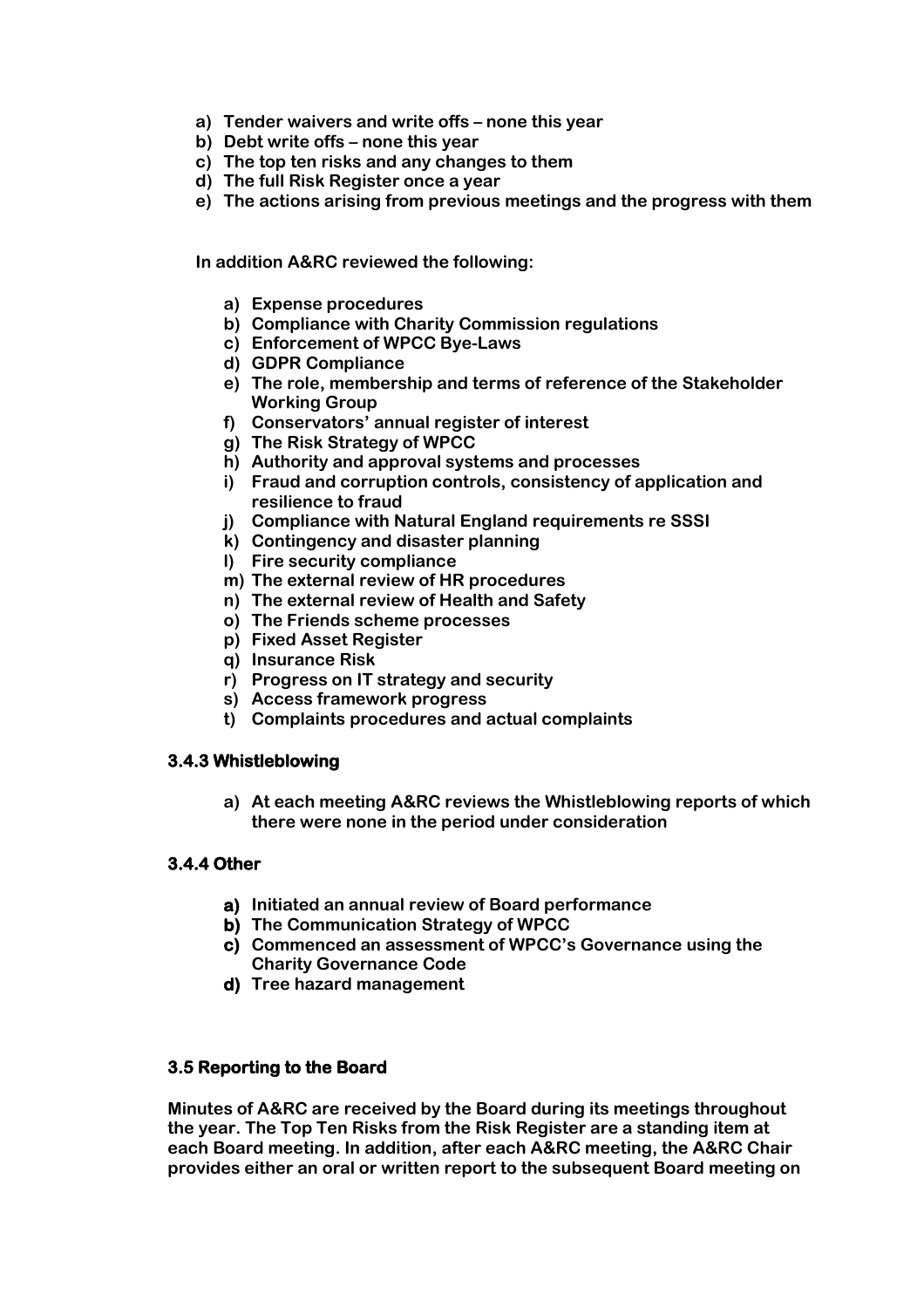a) **Tender waivers and write offs – none this year**
b) **Debt write offs – none this year**
c) **The top ten risks and any changes to them**
d) **The full Risk Register once a year**
e) **The actions arising from previous meetings and the progress with them**

**In addition A&RC reviewed the following:**

a) **Expense procedures**
b) **Compliance with Charity Commission regulations**
c) **Enforcement of WPCC Bye-Laws**
d) **GDPR Compliance**
e) **The role, membership and terms of reference of the Stakeholder Working Group**
f) **Conservators' annual register of interest**
g) **The Risk Strategy of WPCC**
h) **Authority and approval systems and processes**
i) **Fraud and corruption controls, consistency of application and resilience to fraud**
j) **Compliance with Natural England requirements re SSSI**
k) **Contingency and disaster planning**
l) **Fire security compliance**
m) **The external review of HR procedures**
n) **The external review of Health and Safety**
o) **The Friends scheme processes**
p) **Fixed Asset Register**
q) **Insurance Risk**
r) **Progress on IT strategy and security**
s) **Access framework progress**
t) **Complaints procedures and actual complaints**

#### 3.4.3 Whistleblowing

a) **At each meeting A&RC reviews the Whistleblowing reports of which there were none in the period under consideration**

#### 3.4.4 Other

a) **Initiated an annual review of Board performance**
b) **The Communication Strategy of WPCC**
c) **Commenced an assessment of WPCC's Governance using the Charity Governance Code**
d) **Tree hazard management**

### 3.5 Reporting to the Board

**Minutes of A&RC are received by the Board during its meetings throughout the year. The Top Ten Risks from the Risk Register are a standing item at each Board meeting. In addition, after each A&RC meeting, the A&RC Chair provides either an oral or written report to the subsequent Board meeting on**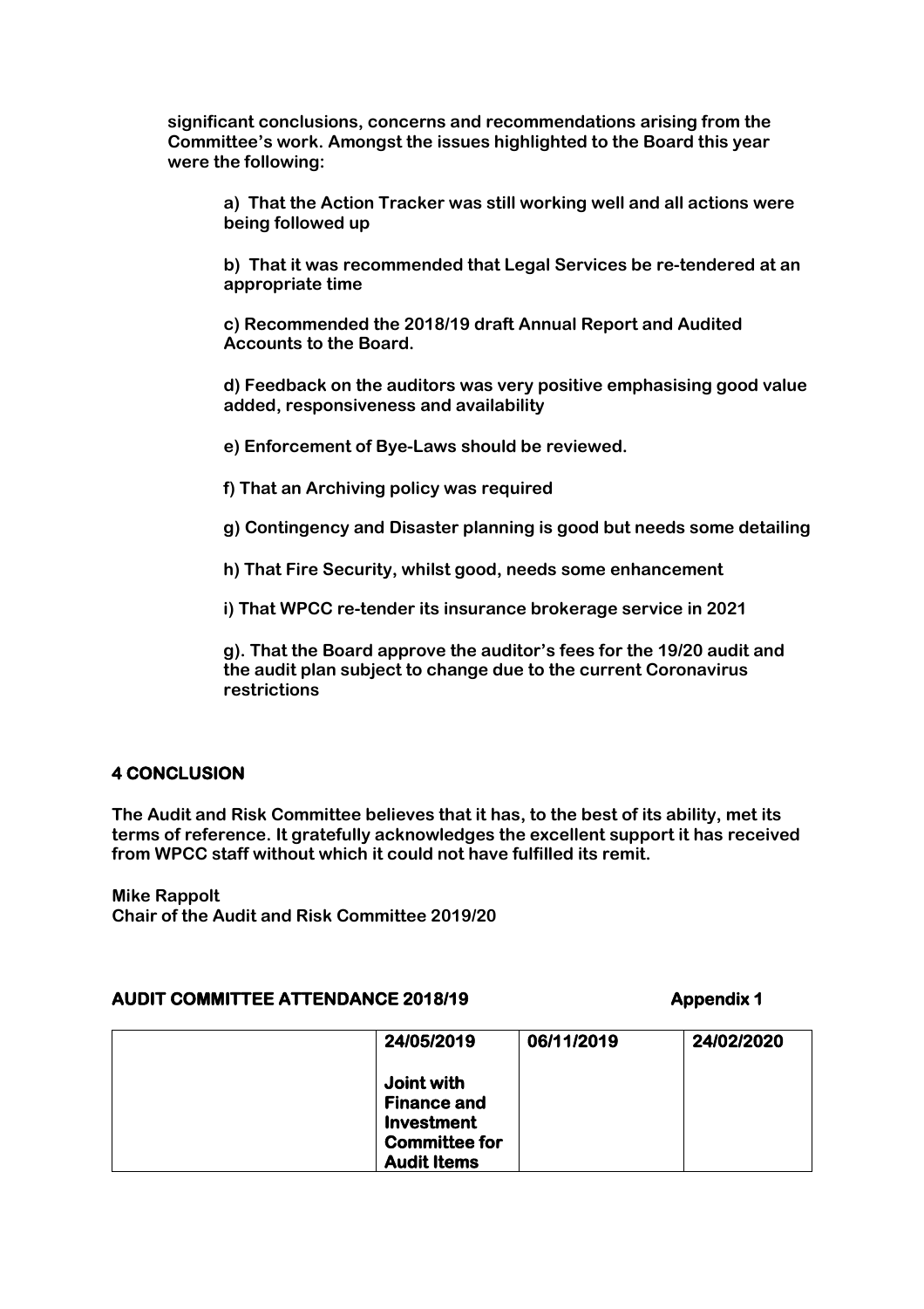**significant conclusions, concerns and recommendations arising from the Committee's work. Amongst the issues highlighted to the Board this year were the following:**

> **a) That the Action Tracker was still working well and all actions were being followed up**
>
> **b) That it was recommended that Legal Services be re-tendered at an appropriate time**
>
> **c) Recommended the 2018/19 draft Annual Report and Audited Accounts to the Board.**
>
> **d) Feedback on the auditors was very positive emphasising good value added, responsiveness and availability**
>
> **e) Enforcement of Bye-Laws should be reviewed.**
>
> **f) That an Archiving policy was required**
>
> **g) Contingency and Disaster planning is good but needs some detailing**
>
> **h) That Fire Security, whilst good, needs some enhancement**
>
> **i) That WPCC re-tender its insurance brokerage service in 2021**
>
> **g). That the Board approve the auditor's fees for the 19/20 audit and the audit plan subject to change due to the current Coronavirus restrictions**

## 4 CONCLUSION

**The Audit and Risk Committee believes that it has, to the best of its ability, met its terms of reference. It gratefully acknowledges the excellent support it has received from WPCC staff without which it could not have fulfilled its remit.**

**Mike Rappolt**
**Chair of the Audit and Risk Committee 2019/20**

## AUDIT COMMITTEE ATTENDANCE 2018/19 — Appendix 1

| | 24/05/2019 Joint with Finance and Investment Committee for Audit Items | 06/11/2019 | 24/02/2020 |
|---|---|---|---|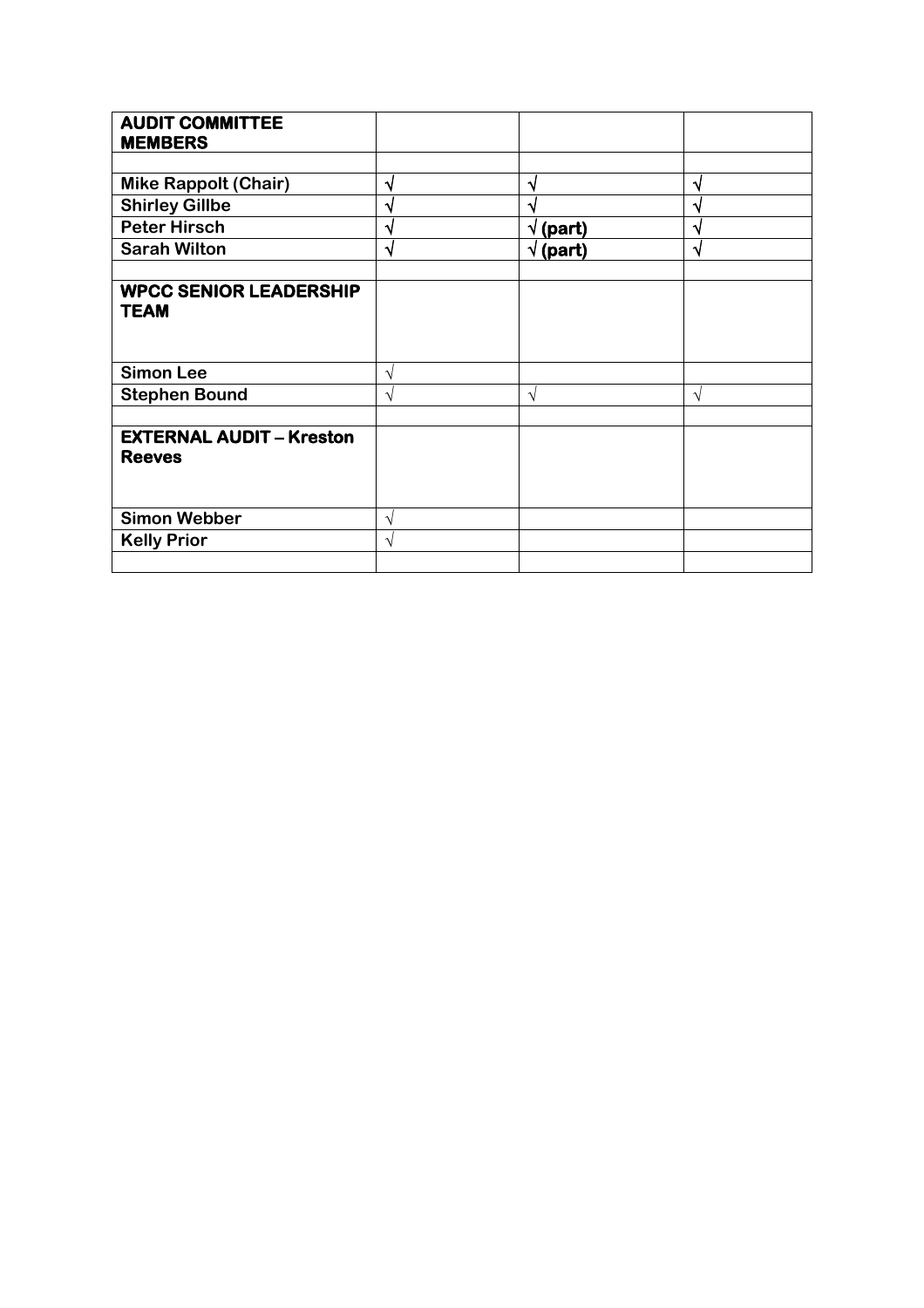| | | | |
|---|---|---|---|
| **AUDIT COMMITTEE MEMBERS** | | | |
| | | | |
| **Mike Rappolt (Chair)** | √ | √ | √ |
| **Shirley Gillbe** | √ | √ | √ |
| **Peter Hirsch** | √ | √ **(part)** | √ |
| **Sarah Wilton** | √ | √ **(part)** | √ |
| | | | |
| **WPCC SENIOR LEADERSHIP TEAM** | | | |
| **Simon Lee** | √ | | |
| **Stephen Bound** | √ | √ | √ |
| | | | |
| **EXTERNAL AUDIT – Kreston Reeves** | | | |
| **Simon Webber** | √ | | |
| **Kelly Prior** | √ | | |
| | | | |